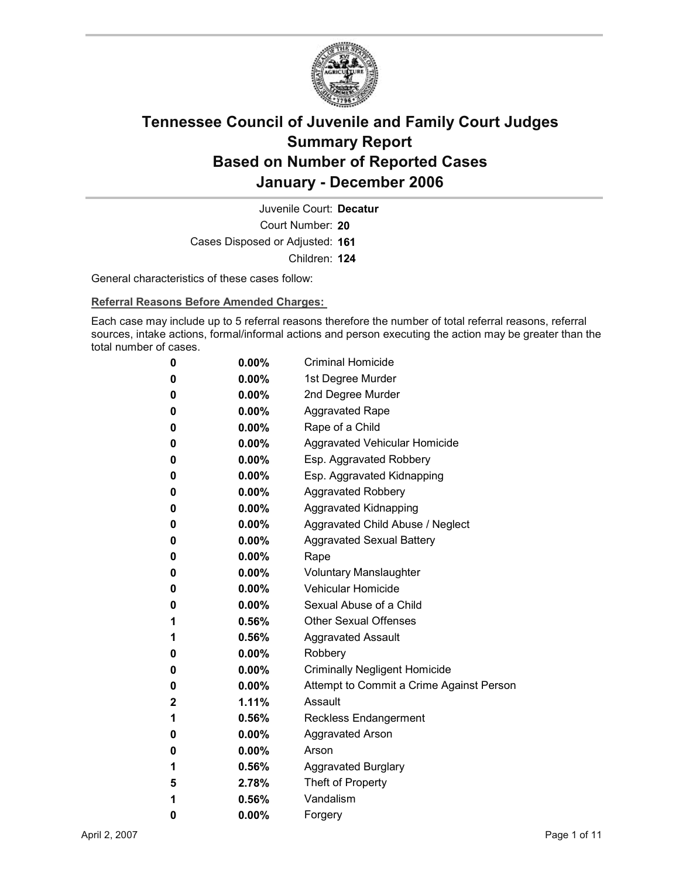# Tennessee Council of Juvenile and Family Court Judges
# Summary Report
# Based on Number of Reported Cases
# January - December 2006

Juvenile Court: **Decatur**
Court Number: **20**
Cases Disposed or Adjusted: **161**
Children: **124**

General characteristics of these cases follow:

**Referral Reasons Before Amended Charges:**

Each case may include up to 5 referral reasons therefore the number of total referral reasons, referral sources, intake actions, formal/informal actions and person executing the action may be greater than the total number of cases.

| | | |
|---|---|---|
| 0 | 0.00% | Criminal Homicide |
| 0 | 0.00% | 1st Degree Murder |
| 0 | 0.00% | 2nd Degree Murder |
| 0 | 0.00% | Aggravated Rape |
| 0 | 0.00% | Rape of a Child |
| 0 | 0.00% | Aggravated Vehicular Homicide |
| 0 | 0.00% | Esp. Aggravated Robbery |
| 0 | 0.00% | Esp. Aggravated Kidnapping |
| 0 | 0.00% | Aggravated Robbery |
| 0 | 0.00% | Aggravated Kidnapping |
| 0 | 0.00% | Aggravated Child Abuse / Neglect |
| 0 | 0.00% | Aggravated Sexual Battery |
| 0 | 0.00% | Rape |
| 0 | 0.00% | Voluntary Manslaughter |
| 0 | 0.00% | Vehicular Homicide |
| 0 | 0.00% | Sexual Abuse of a Child |
| 1 | 0.56% | Other Sexual Offenses |
| 1 | 0.56% | Aggravated Assault |
| 0 | 0.00% | Robbery |
| 0 | 0.00% | Criminally Negligent Homicide |
| 0 | 0.00% | Attempt to Commit a Crime Against Person |
| 2 | 1.11% | Assault |
| 1 | 0.56% | Reckless Endangerment |
| 0 | 0.00% | Aggravated Arson |
| 0 | 0.00% | Arson |
| 1 | 0.56% | Aggravated Burglary |
| 5 | 2.78% | Theft of Property |
| 1 | 0.56% | Vandalism |
| 0 | 0.00% | Forgery |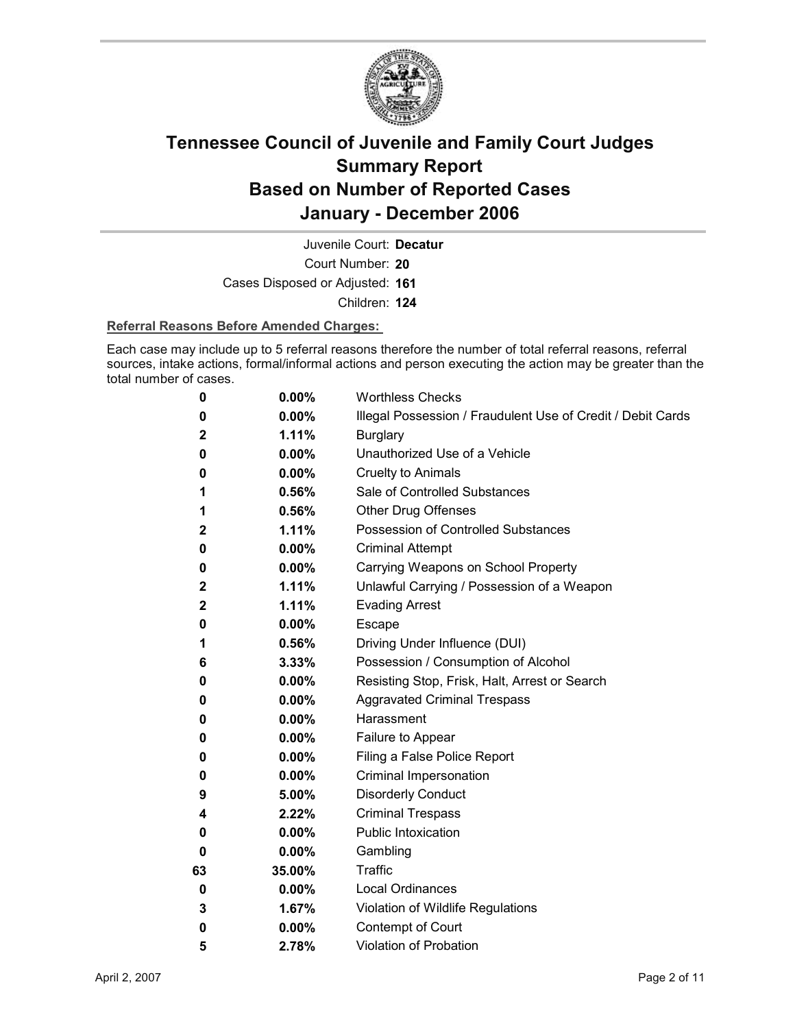# Tennessee Council of Juvenile and Family Court Judges Summary Report Based on Number of Reported Cases January - December 2006

Juvenile Court: **Decatur**

Court Number: **20**

Cases Disposed or Adjusted: **161**

Children: **124**

**Referral Reasons Before Amended Charges:**

Each case may include up to 5 referral reasons therefore the number of total referral reasons, referral sources, intake actions, formal/informal actions and person executing the action may be greater than the total number of cases.

| | | |
|---|---|---|
| 0 | 0.00% | Worthless Checks |
| 0 | 0.00% | Illegal Possession / Fraudulent Use of Credit / Debit Cards |
| 2 | 1.11% | Burglary |
| 0 | 0.00% | Unauthorized Use of a Vehicle |
| 0 | 0.00% | Cruelty to Animals |
| 1 | 0.56% | Sale of Controlled Substances |
| 1 | 0.56% | Other Drug Offenses |
| 2 | 1.11% | Possession of Controlled Substances |
| 0 | 0.00% | Criminal Attempt |
| 0 | 0.00% | Carrying Weapons on School Property |
| 2 | 1.11% | Unlawful Carrying / Possession of a Weapon |
| 2 | 1.11% | Evading Arrest |
| 0 | 0.00% | Escape |
| 1 | 0.56% | Driving Under Influence (DUI) |
| 6 | 3.33% | Possession / Consumption of Alcohol |
| 0 | 0.00% | Resisting Stop, Frisk, Halt, Arrest or Search |
| 0 | 0.00% | Aggravated Criminal Trespass |
| 0 | 0.00% | Harassment |
| 0 | 0.00% | Failure to Appear |
| 0 | 0.00% | Filing a False Police Report |
| 0 | 0.00% | Criminal Impersonation |
| 9 | 5.00% | Disorderly Conduct |
| 4 | 2.22% | Criminal Trespass |
| 0 | 0.00% | Public Intoxication |
| 0 | 0.00% | Gambling |
| 63 | 35.00% | Traffic |
| 0 | 0.00% | Local Ordinances |
| 3 | 1.67% | Violation of Wildlife Regulations |
| 0 | 0.00% | Contempt of Court |
| 5 | 2.78% | Violation of Probation |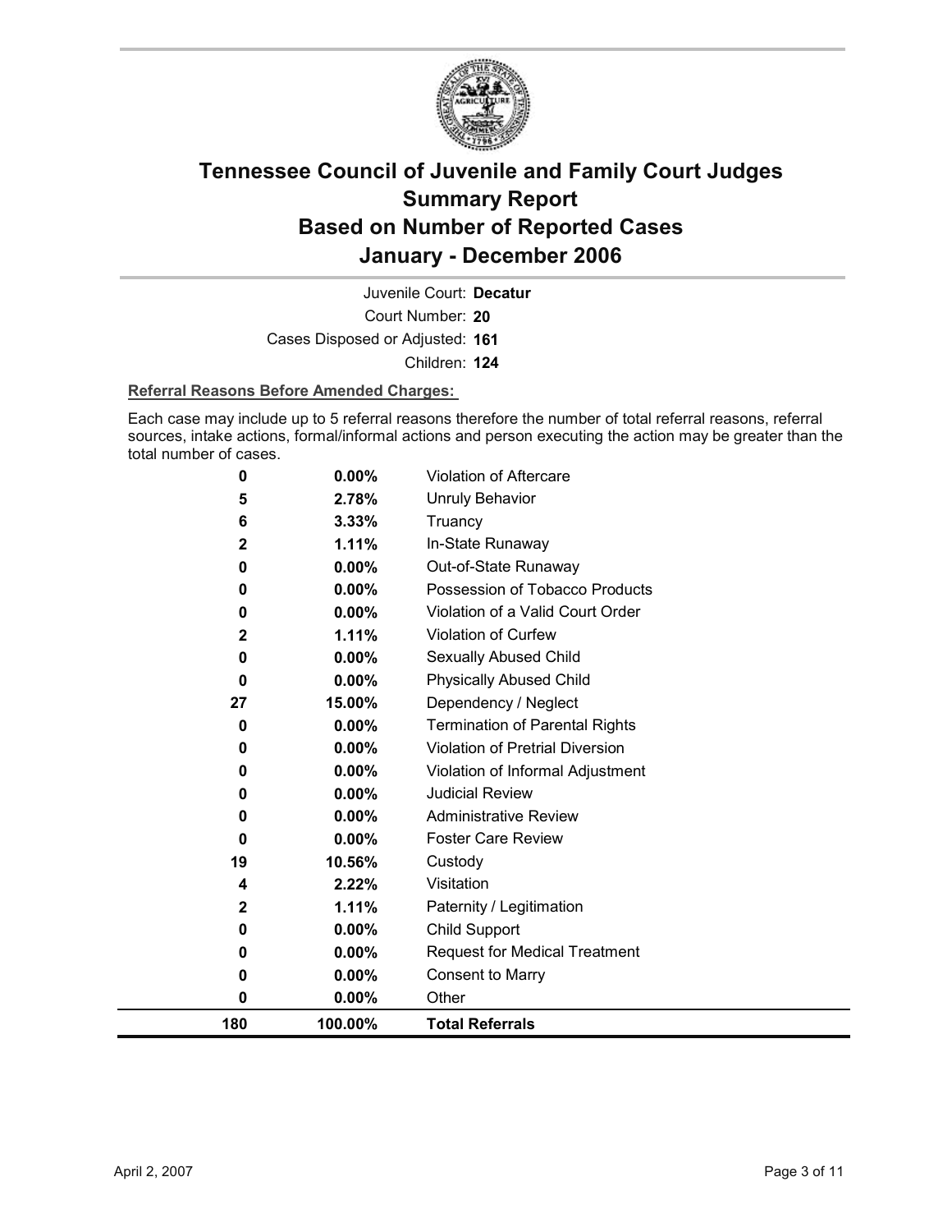# Tennessee Council of Juvenile and Family Court Judges
# Summary Report
# Based on Number of Reported Cases
# January - December 2006

Juvenile Court: **Decatur**

Court Number: **20**

Cases Disposed or Adjusted: **161**

Children: **124**

**Referral Reasons Before Amended Charges:**

Each case may include up to 5 referral reasons therefore the number of total referral reasons, referral sources, intake actions, formal/informal actions and person executing the action may be greater than the total number of cases.

| | | |
|---|---|---|
| 0 | 0.00% | Violation of Aftercare |
| 5 | 2.78% | Unruly Behavior |
| 6 | 3.33% | Truancy |
| 2 | 1.11% | In-State Runaway |
| 0 | 0.00% | Out-of-State Runaway |
| 0 | 0.00% | Possession of Tobacco Products |
| 0 | 0.00% | Violation of a Valid Court Order |
| 2 | 1.11% | Violation of Curfew |
| 0 | 0.00% | Sexually Abused Child |
| 0 | 0.00% | Physically Abused Child |
| 27 | 15.00% | Dependency / Neglect |
| 0 | 0.00% | Termination of Parental Rights |
| 0 | 0.00% | Violation of Pretrial Diversion |
| 0 | 0.00% | Violation of Informal Adjustment |
| 0 | 0.00% | Judicial Review |
| 0 | 0.00% | Administrative Review |
| 0 | 0.00% | Foster Care Review |
| 19 | 10.56% | Custody |
| 4 | 2.22% | Visitation |
| 2 | 1.11% | Paternity / Legitimation |
| 0 | 0.00% | Child Support |
| 0 | 0.00% | Request for Medical Treatment |
| 0 | 0.00% | Consent to Marry |
| 0 | 0.00% | Other |
| **180** | **100.00%** | **Total Referrals** |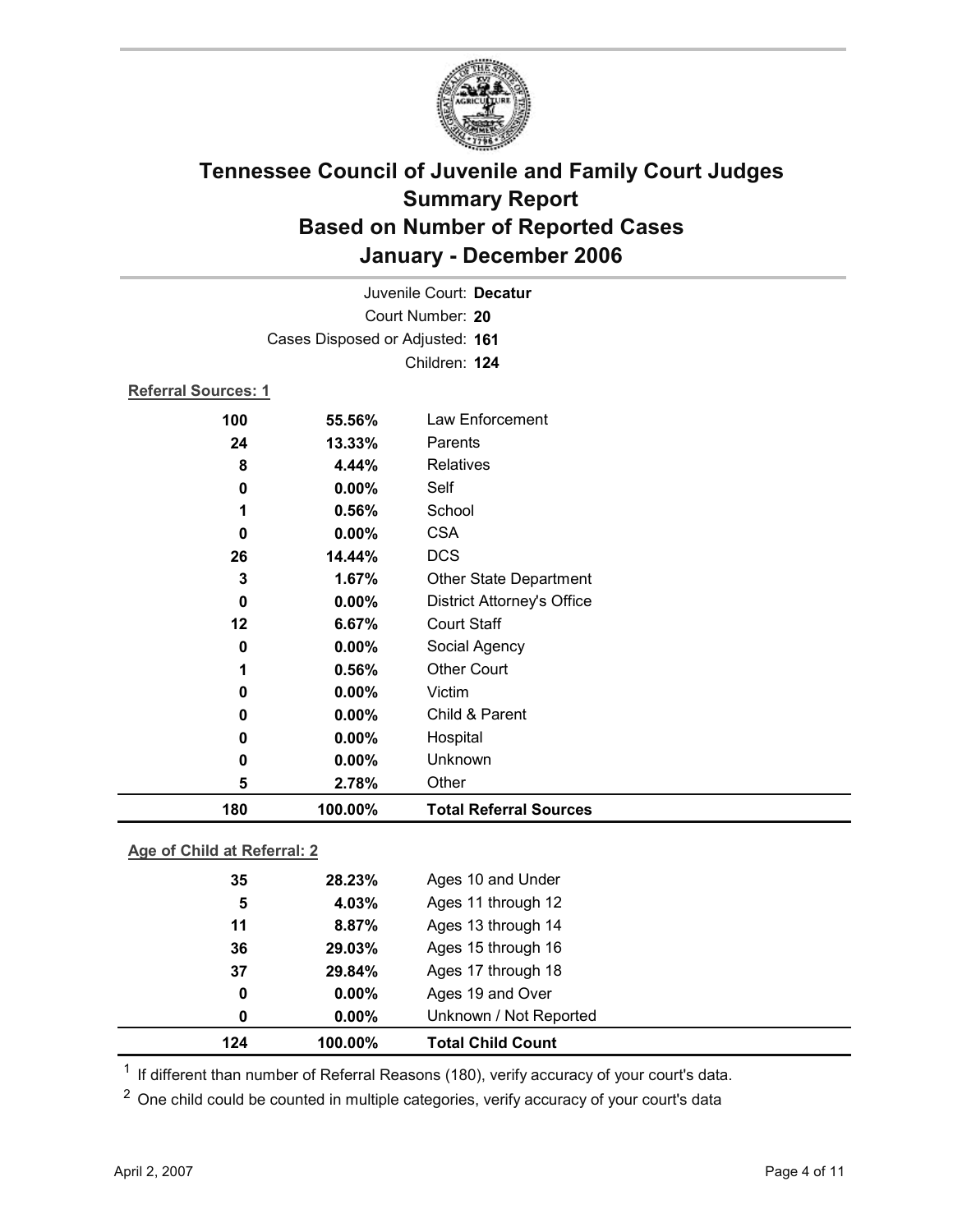# Tennessee Council of Juvenile and Family Court Judges
## Summary Report
## Based on Number of Reported Cases
## January - December 2006

Juvenile Court: **Decatur**
Court Number: **20**
Cases Disposed or Adjusted: **161**
Children: **124**

**Referral Sources: 1**

| Count | Percent | Source |
|---|---|---|
| 100 | 55.56% | Law Enforcement |
| 24 | 13.33% | Parents |
| 8 | 4.44% | Relatives |
| 0 | 0.00% | Self |
| 1 | 0.56% | School |
| 0 | 0.00% | CSA |
| 26 | 14.44% | DCS |
| 3 | 1.67% | Other State Department |
| 0 | 0.00% | District Attorney's Office |
| 12 | 6.67% | Court Staff |
| 0 | 0.00% | Social Agency |
| 1 | 0.56% | Other Court |
| 0 | 0.00% | Victim |
| 0 | 0.00% | Child & Parent |
| 0 | 0.00% | Hospital |
| 0 | 0.00% | Unknown |
| 5 | 2.78% | Other |
| **180** | **100.00%** | **Total Referral Sources** |

**Age of Child at Referral: 2**

| Count | Percent | Age |
|---|---|---|
| 35 | 28.23% | Ages 10 and Under |
| 5 | 4.03% | Ages 11 through 12 |
| 11 | 8.87% | Ages 13 through 14 |
| 36 | 29.03% | Ages 15 through 16 |
| 37 | 29.84% | Ages 17 through 18 |
| 0 | 0.00% | Ages 19 and Over |
| 0 | 0.00% | Unknown / Not Reported |
| **124** | **100.00%** | **Total Child Count** |

[1] If different than number of Referral Reasons (180), verify accuracy of your court's data.

[2] One child could be counted in multiple categories, verify accuracy of your court's data

April 2, 2007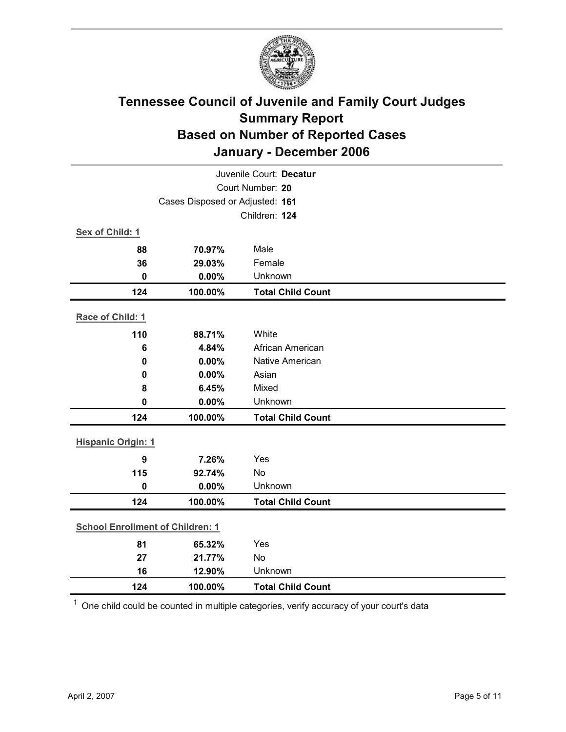# Tennessee Council of Juvenile and Family Court Judges
## Summary Report
## Based on Number of Reported Cases
## January - December 2006

Juvenile Court: **Decatur**

Court Number: **20**

Cases Disposed or Adjusted: **161**

Children: **124**

**Sex of Child: 1**

| | | |
|---|---|---|
| **88** | **70.97%** | Male |
| **36** | **29.03%** | Female |
| **0** | **0.00%** | Unknown |
| **124** | **100.00%** | **Total Child Count** |

**Race of Child: 1**

| | | |
|---|---|---|
| **110** | **88.71%** | White |
| **6** | **4.84%** | African American |
| **0** | **0.00%** | Native American |
| **0** | **0.00%** | Asian |
| **8** | **6.45%** | Mixed |
| **0** | **0.00%** | Unknown |
| **124** | **100.00%** | **Total Child Count** |

**Hispanic Origin: 1**

| | | |
|---|---|---|
| **9** | **7.26%** | Yes |
| **115** | **92.74%** | No |
| **0** | **0.00%** | Unknown |
| **124** | **100.00%** | **Total Child Count** |

**School Enrollment of Children: 1**

| | | |
|---|---|---|
| **81** | **65.32%** | Yes |
| **27** | **21.77%** | No |
| **16** | **12.90%** | Unknown |
| **124** | **100.00%** | **Total Child Count** |

[1] One child could be counted in multiple categories, verify accuracy of your court's data

April 2, 2007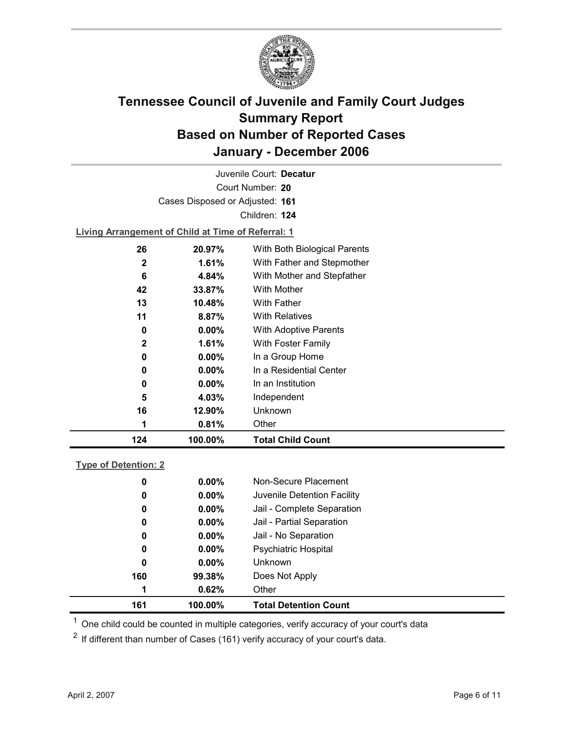# Tennessee Council of Juvenile and Family Court Judges Summary Report Based on Number of Reported Cases January - December 2006

Juvenile Court: **Decatur**
Court Number: **20**
Cases Disposed or Adjusted: **161**
Children: **124**

**Living Arrangement of Child at Time of Referral: 1**

| Count | Percent | Living Arrangement |
|---|---|---|
| 26 | 20.97% | With Both Biological Parents |
| 2 | 1.61% | With Father and Stepmother |
| 6 | 4.84% | With Mother and Stepfather |
| 42 | 33.87% | With Mother |
| 13 | 10.48% | With Father |
| 11 | 8.87% | With Relatives |
| 0 | 0.00% | With Adoptive Parents |
| 2 | 1.61% | With Foster Family |
| 0 | 0.00% | In a Group Home |
| 0 | 0.00% | In a Residential Center |
| 0 | 0.00% | In an Institution |
| 5 | 4.03% | Independent |
| 16 | 12.90% | Unknown |
| 1 | 0.81% | Other |
| **124** | **100.00%** | **Total Child Count** |

**Type of Detention: 2**

| Count | Percent | Type of Detention |
|---|---|---|
| 0 | 0.00% | Non-Secure Placement |
| 0 | 0.00% | Juvenile Detention Facility |
| 0 | 0.00% | Jail - Complete Separation |
| 0 | 0.00% | Jail - Partial Separation |
| 0 | 0.00% | Jail - No Separation |
| 0 | 0.00% | Psychiatric Hospital |
| 0 | 0.00% | Unknown |
| 160 | 99.38% | Does Not Apply |
| 1 | 0.62% | Other |
| **161** | **100.00%** | **Total Detention Count** |

[1] One child could be counted in multiple categories, verify accuracy of your court's data

[2] If different than number of Cases (161) verify accuracy of your court's data.

April 2, 2007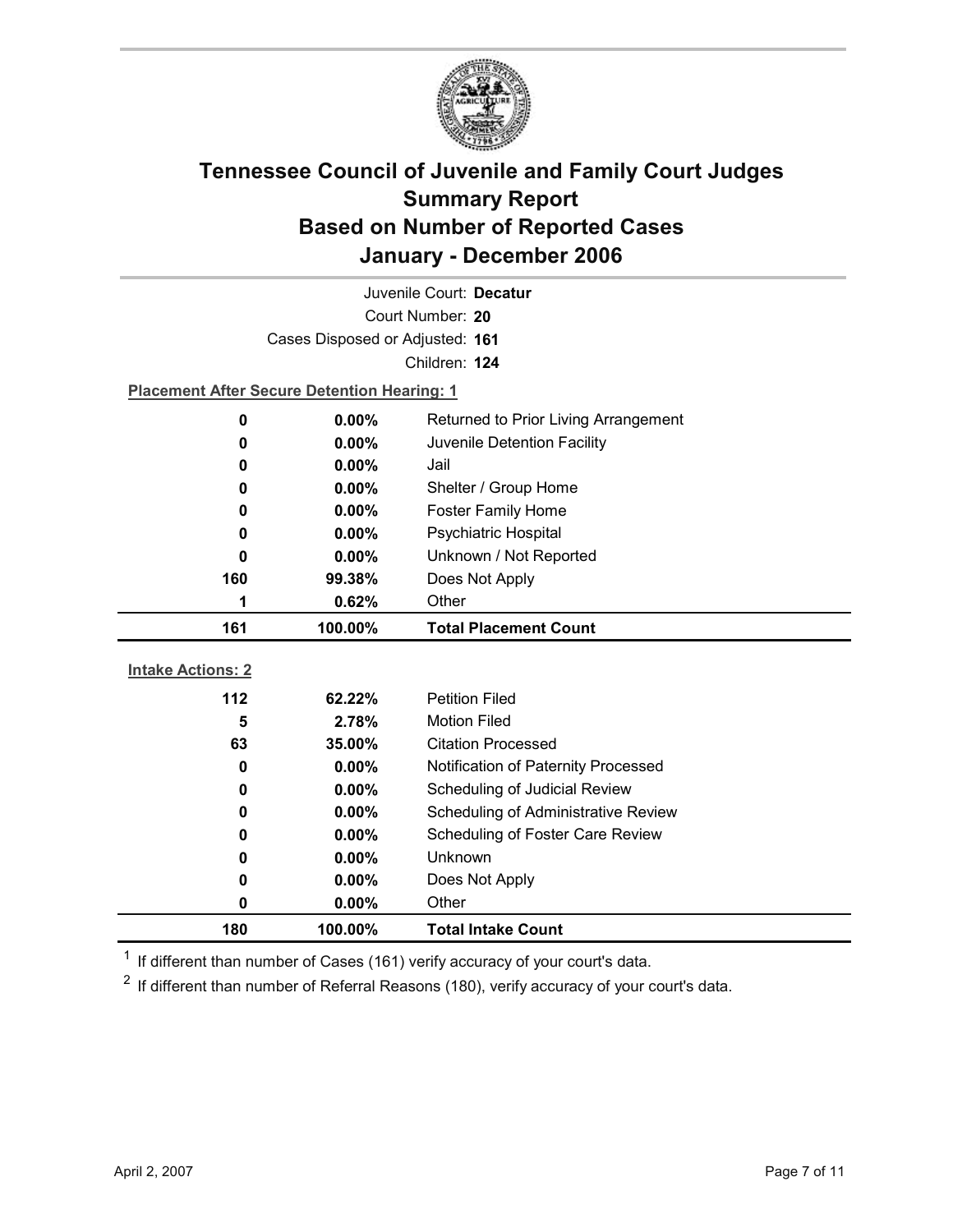# Tennessee Council of Juvenile and Family Court Judges
# Summary Report
# Based on Number of Reported Cases
# January - December 2006

Juvenile Court: **Decatur**

Court Number: **20**

Cases Disposed or Adjusted: **161**

Children: **124**

**Placement After Secure Detention Hearing: 1**

| | | |
|---|---|---|
| 0 | 0.00% | Returned to Prior Living Arrangement |
| 0 | 0.00% | Juvenile Detention Facility |
| 0 | 0.00% | Jail |
| 0 | 0.00% | Shelter / Group Home |
| 0 | 0.00% | Foster Family Home |
| 0 | 0.00% | Psychiatric Hospital |
| 0 | 0.00% | Unknown / Not Reported |
| 160 | 99.38% | Does Not Apply |
| 1 | 0.62% | Other |
| **161** | **100.00%** | **Total Placement Count** |

**Intake Actions: 2**

| | | |
|---|---|---|
| 112 | 62.22% | Petition Filed |
| 5 | 2.78% | Motion Filed |
| 63 | 35.00% | Citation Processed |
| 0 | 0.00% | Notification of Paternity Processed |
| 0 | 0.00% | Scheduling of Judicial Review |
| 0 | 0.00% | Scheduling of Administrative Review |
| 0 | 0.00% | Scheduling of Foster Care Review |
| 0 | 0.00% | Unknown |
| 0 | 0.00% | Does Not Apply |
| 0 | 0.00% | Other |
| **180** | **100.00%** | **Total Intake Count** |

[1] If different than number of Cases (161) verify accuracy of your court's data.

[2] If different than number of Referral Reasons (180), verify accuracy of your court's data.

April 2, 2007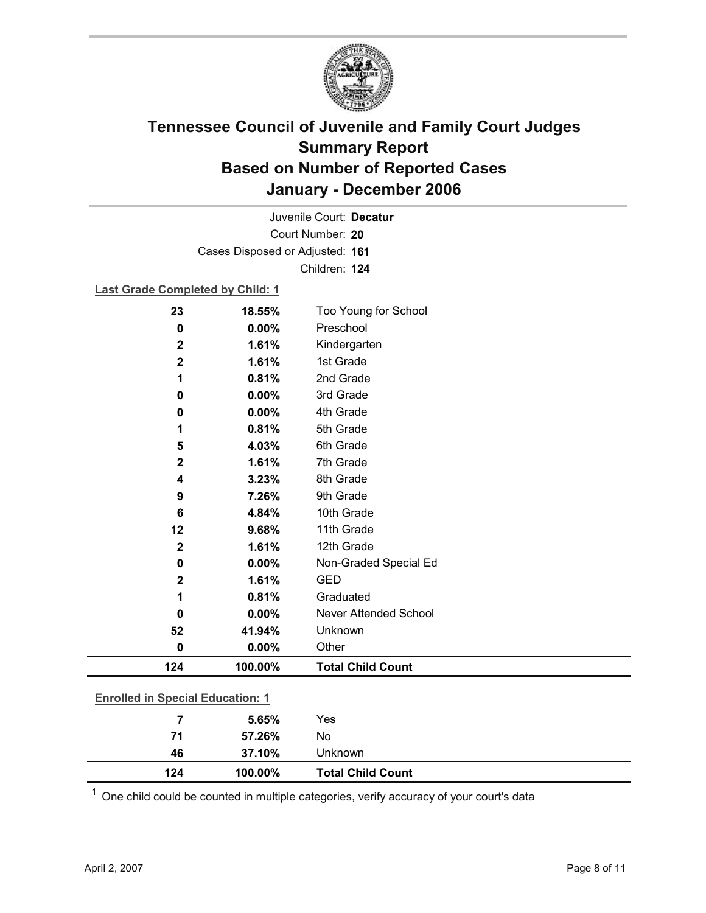# Tennessee Council of Juvenile and Family Court Judges
## Summary Report
## Based on Number of Reported Cases
## January - December 2006

Juvenile Court: **Decatur**
Court Number: **20**
Cases Disposed or Adjusted: **161**
Children: **124**

**Last Grade Completed by Child: 1**

| Count | Percent | Category |
|---|---|---|
| 23 | 18.55% | Too Young for School |
| 0 | 0.00% | Preschool |
| 2 | 1.61% | Kindergarten |
| 2 | 1.61% | 1st Grade |
| 1 | 0.81% | 2nd Grade |
| 0 | 0.00% | 3rd Grade |
| 0 | 0.00% | 4th Grade |
| 1 | 0.81% | 5th Grade |
| 5 | 4.03% | 6th Grade |
| 2 | 1.61% | 7th Grade |
| 4 | 3.23% | 8th Grade |
| 9 | 7.26% | 9th Grade |
| 6 | 4.84% | 10th Grade |
| 12 | 9.68% | 11th Grade |
| 2 | 1.61% | 12th Grade |
| 0 | 0.00% | Non-Graded Special Ed |
| 2 | 1.61% | GED |
| 1 | 0.81% | Graduated |
| 0 | 0.00% | Never Attended School |
| 52 | 41.94% | Unknown |
| 0 | 0.00% | Other |
| **124** | **100.00%** | **Total Child Count** |

**Enrolled in Special Education: 1**

| Count | Percent | Category |
|---|---|---|
| 7 | 5.65% | Yes |
| 71 | 57.26% | No |
| 46 | 37.10% | Unknown |
| **124** | **100.00%** | **Total Child Count** |

[1] One child could be counted in multiple categories, verify accuracy of your court's data

April 2, 2007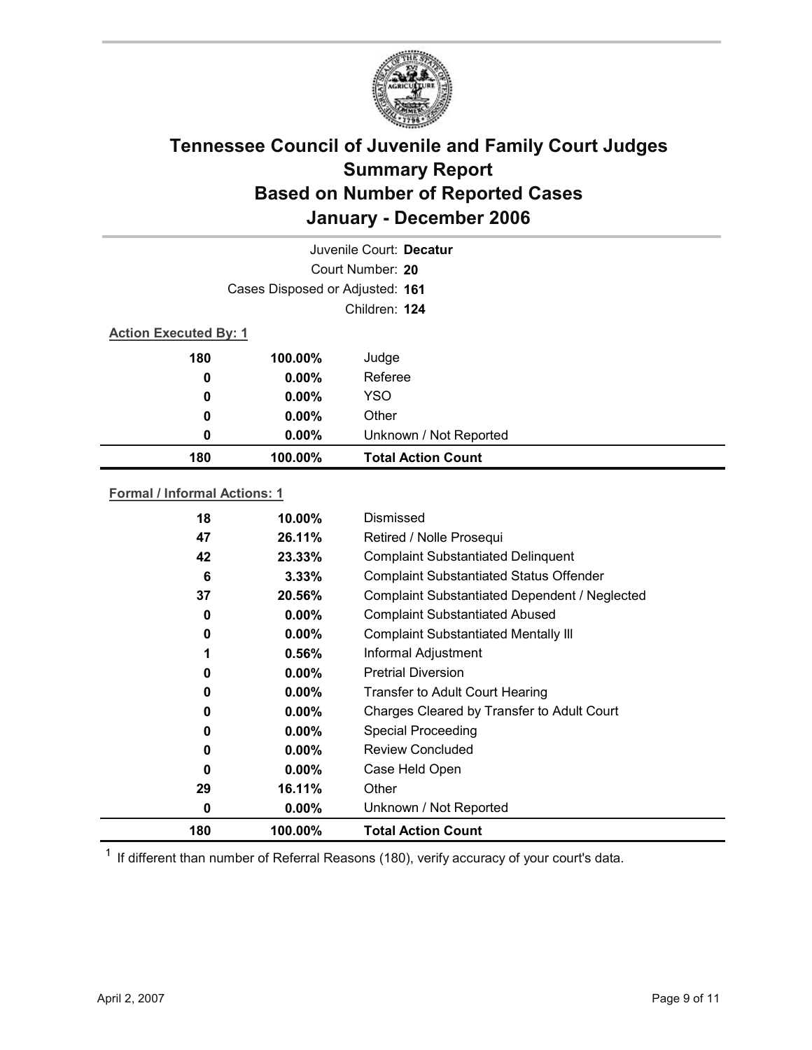# Tennessee Council of Juvenile and Family Court Judges
## Summary Report
## Based on Number of Reported Cases
## January - December 2006

Juvenile Court: **Decatur**

Court Number: **20**

Cases Disposed or Adjusted: **161**

Children: **124**

**Action Executed By: 1**

| Count | Percent | Action |
|---|---|---|
| 180 | 100.00% | Judge |
| 0 | 0.00% | Referee |
| 0 | 0.00% | YSO |
| 0 | 0.00% | Other |
| 0 | 0.00% | Unknown / Not Reported |
| **180** | **100.00%** | **Total Action Count** |

**Formal / Informal Actions: 1**

| Count | Percent | Action |
|---|---|---|
| 18 | 10.00% | Dismissed |
| 47 | 26.11% | Retired / Nolle Prosequi |
| 42 | 23.33% | Complaint Substantiated Delinquent |
| 6 | 3.33% | Complaint Substantiated Status Offender |
| 37 | 20.56% | Complaint Substantiated Dependent / Neglected |
| 0 | 0.00% | Complaint Substantiated Abused |
| 0 | 0.00% | Complaint Substantiated Mentally Ill |
| 1 | 0.56% | Informal Adjustment |
| 0 | 0.00% | Pretrial Diversion |
| 0 | 0.00% | Transfer to Adult Court Hearing |
| 0 | 0.00% | Charges Cleared by Transfer to Adult Court |
| 0 | 0.00% | Special Proceeding |
| 0 | 0.00% | Review Concluded |
| 0 | 0.00% | Case Held Open |
| 29 | 16.11% | Other |
| 0 | 0.00% | Unknown / Not Reported |
| **180** | **100.00%** | **Total Action Count** |

[1] If different than number of Referral Reasons (180), verify accuracy of your court's data.

April 2, 2007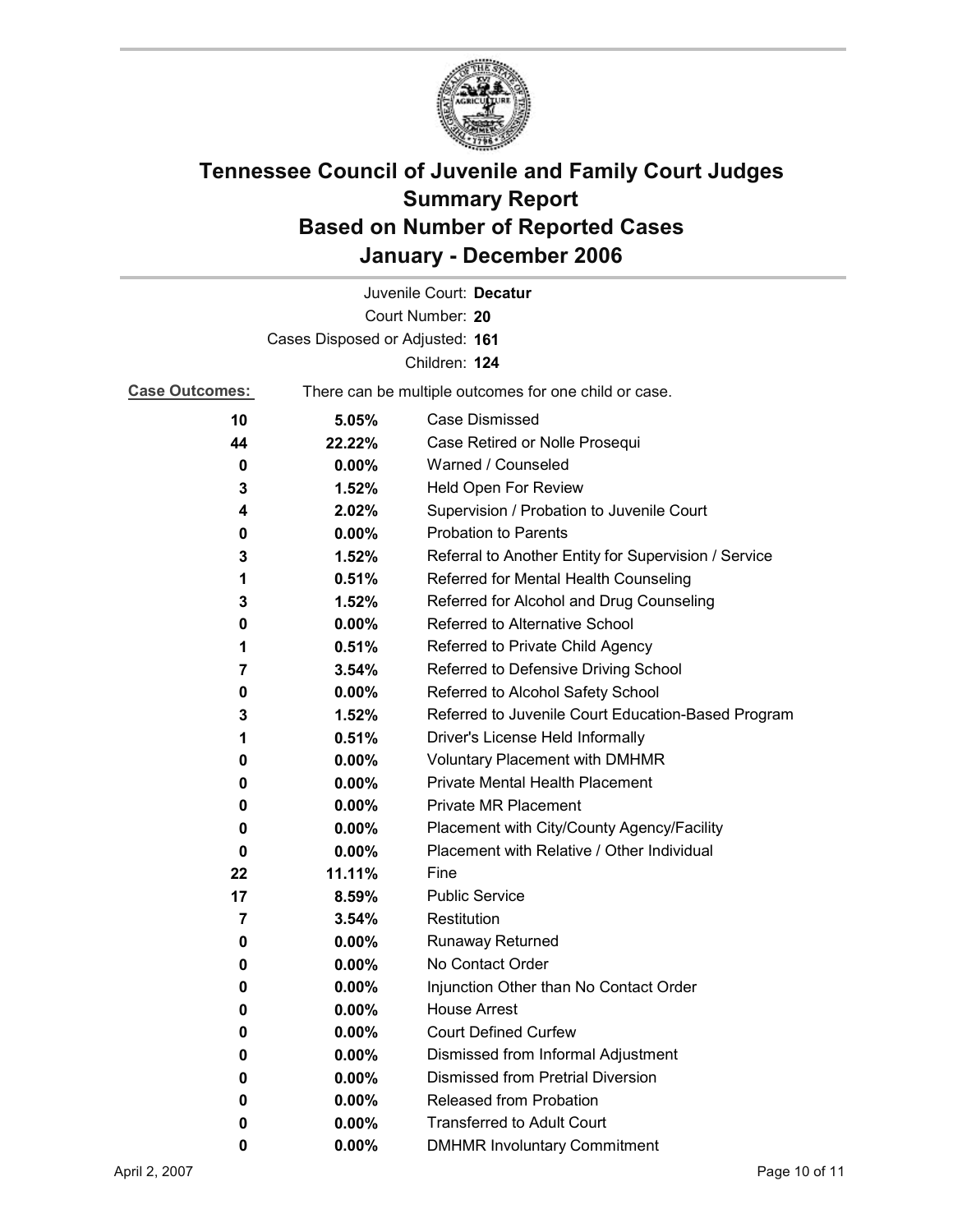# Tennessee Council of Juvenile and Family Court Judges
## Summary Report
## Based on Number of Reported Cases
## January - December 2006

Juvenile Court: **Decatur**

Court Number: **20**

Cases Disposed or Adjusted: **161**

Children: **124**

**Case Outcomes:** There can be multiple outcomes for one child or case.

| | | |
|---|---|---|
| **10** | **5.05%** | Case Dismissed |
| **44** | **22.22%** | Case Retired or Nolle Prosequi |
| **0** | **0.00%** | Warned / Counseled |
| **3** | **1.52%** | Held Open For Review |
| **4** | **2.02%** | Supervision / Probation to Juvenile Court |
| **0** | **0.00%** | Probation to Parents |
| **3** | **1.52%** | Referral to Another Entity for Supervision / Service |
| **1** | **0.51%** | Referred for Mental Health Counseling |
| **3** | **1.52%** | Referred for Alcohol and Drug Counseling |
| **0** | **0.00%** | Referred to Alternative School |
| **1** | **0.51%** | Referred to Private Child Agency |
| **7** | **3.54%** | Referred to Defensive Driving School |
| **0** | **0.00%** | Referred to Alcohol Safety School |
| **3** | **1.52%** | Referred to Juvenile Court Education-Based Program |
| **1** | **0.51%** | Driver's License Held Informally |
| **0** | **0.00%** | Voluntary Placement with DMHMR |
| **0** | **0.00%** | Private Mental Health Placement |
| **0** | **0.00%** | Private MR Placement |
| **0** | **0.00%** | Placement with City/County Agency/Facility |
| **0** | **0.00%** | Placement with Relative / Other Individual |
| **22** | **11.11%** | Fine |
| **17** | **8.59%** | Public Service |
| **7** | **3.54%** | Restitution |
| **0** | **0.00%** | Runaway Returned |
| **0** | **0.00%** | No Contact Order |
| **0** | **0.00%** | Injunction Other than No Contact Order |
| **0** | **0.00%** | House Arrest |
| **0** | **0.00%** | Court Defined Curfew |
| **0** | **0.00%** | Dismissed from Informal Adjustment |
| **0** | **0.00%** | Dismissed from Pretrial Diversion |
| **0** | **0.00%** | Released from Probation |
| **0** | **0.00%** | Transferred to Adult Court |
| **0** | **0.00%** | DMHMR Involuntary Commitment |

April 2, 2007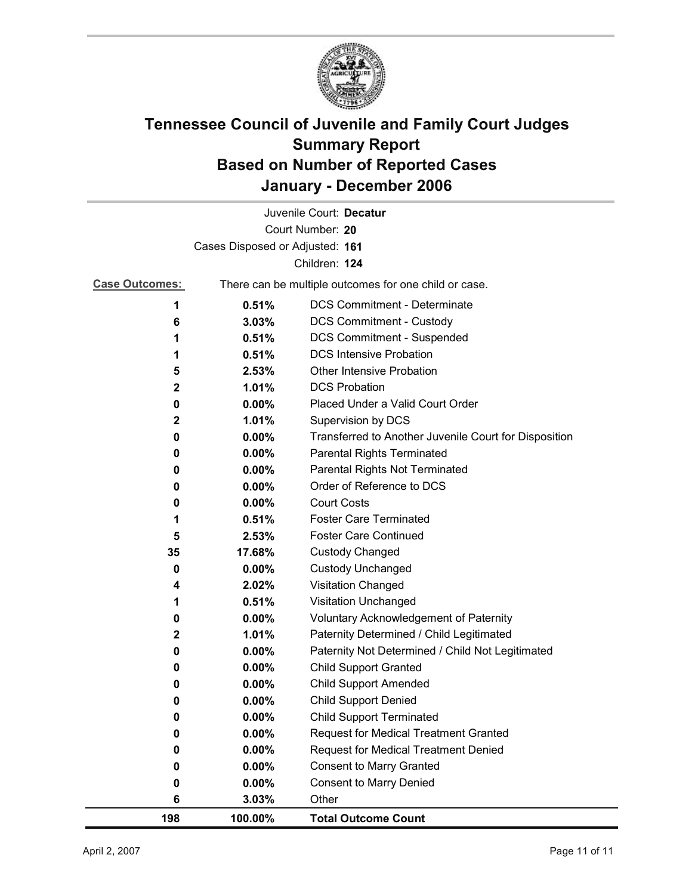# Tennessee Council of Juvenile and Family Court Judges
# Summary Report
# Based on Number of Reported Cases
# January - December 2006

Juvenile Court: **Decatur**

Court Number: **20**

Cases Disposed or Adjusted: **161**

Children: **124**

**Case Outcomes:** There can be multiple outcomes for one child or case.

| | | |
|---|---|---|
| 1 | 0.51% | DCS Commitment - Determinate |
| 6 | 3.03% | DCS Commitment - Custody |
| 1 | 0.51% | DCS Commitment - Suspended |
| 1 | 0.51% | DCS Intensive Probation |
| 5 | 2.53% | Other Intensive Probation |
| 2 | 1.01% | DCS Probation |
| 0 | 0.00% | Placed Under a Valid Court Order |
| 2 | 1.01% | Supervision by DCS |
| 0 | 0.00% | Transferred to Another Juvenile Court for Disposition |
| 0 | 0.00% | Parental Rights Terminated |
| 0 | 0.00% | Parental Rights Not Terminated |
| 0 | 0.00% | Order of Reference to DCS |
| 0 | 0.00% | Court Costs |
| 1 | 0.51% | Foster Care Terminated |
| 5 | 2.53% | Foster Care Continued |
| 35 | 17.68% | Custody Changed |
| 0 | 0.00% | Custody Unchanged |
| 4 | 2.02% | Visitation Changed |
| 1 | 0.51% | Visitation Unchanged |
| 0 | 0.00% | Voluntary Acknowledgement of Paternity |
| 2 | 1.01% | Paternity Determined / Child Legitimated |
| 0 | 0.00% | Paternity Not Determined / Child Not Legitimated |
| 0 | 0.00% | Child Support Granted |
| 0 | 0.00% | Child Support Amended |
| 0 | 0.00% | Child Support Denied |
| 0 | 0.00% | Child Support Terminated |
| 0 | 0.00% | Request for Medical Treatment Granted |
| 0 | 0.00% | Request for Medical Treatment Denied |
| 0 | 0.00% | Consent to Marry Granted |
| 0 | 0.00% | Consent to Marry Denied |
| 6 | 3.03% | Other |
| **198** | **100.00%** | **Total Outcome Count** |